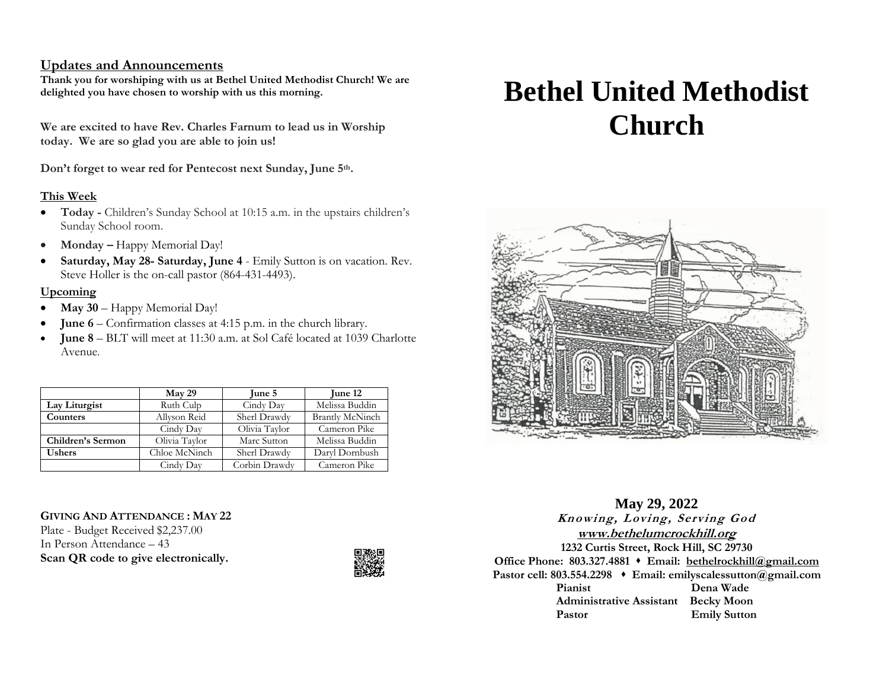## Updates and Announcements

**Thank you for worshiping with us at Bethel United Methodist Church! We are delighted you have chosen to worship with us this morning.**

**We are excited to have Rev. Charles Farnum to lead us in Worship today. We are so glad you are able to join us!**

**Don't forget to wear red for Pentecost next Sunday, June 5th.**

### This Week

- **Today -** Children's Sunday School at 10:15 a.m. in the upstairs children's Sunday School room.
- **Monday –** Happy Memorial Day!
- **Saturday, May 28- Saturday, June 4** - Emily Sutton is on vacation. Rev. Steve Holler is the on-call pastor (864-431-4493).

### Upcoming

- **May 30** – Happy Memorial Day!
- **June 6** – Confirmation classes at 4:15 p.m. in the church library.
- **June 8** – BLT will meet at 11:30 a.m. at Sol Café located at 1039 Charlotte Avenue.

| | May 29 | June 5 | June 12 |
|---|---|---|---|
| **Lay Liturgist** | Ruth Culp | Cindy Day | Melissa Buddin |
| **Counters** | Allyson Reid | Sherl Drawdy | Brantly McNinch |
| | Cindy Day | Olivia Taylor | Cameron Pike |
| **Children's Sermon** | Olivia Taylor | Marc Sutton | Melissa Buddin |
| **Ushers** | Chloe McNinch | Sherl Drawdy | Daryl Dornbush |
| | Cindy Day | Corbin Drawdy | Cameron Pike |

**GIVING AND ATTENDANCE : MAY 22**
Plate - Budget Received $2,237.00
In Person Attendance – 43
**Scan QR code to give electronically.**

# Bethel United Methodist Church

**May 29, 2022**

***Knowing, Loving, Serving God***

**www.bethelumcrockhill.org**

**1232 Curtis Street, Rock Hill, SC 29730**

**Office Phone: 803.327.4881 • Email: bethelrockhill@gmail.com**

**Pastor cell: 803.554.2298 • Email: emilyscalessutton@gmail.com**

| | |
|---|---|
| **Pianist** | **Dena Wade** |
| **Administrative Assistant** | **Becky Moon** |
| **Pastor** | **Emily Sutton** |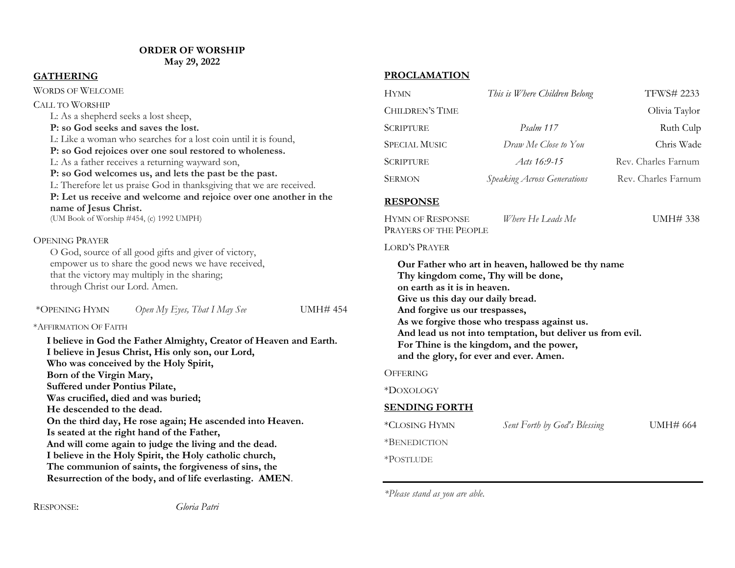**ORDER OF WORSHIP**
**May 29, 2022**

## GATHERING

WORDS OF WELCOME

CALL TO WORSHIP

L: As a shepherd seeks a lost sheep,
**P: so God seeks and saves the lost.**
L: Like a woman who searches for a lost coin until it is found,
**P: so God rejoices over one soul restored to wholeness.**
L: As a father receives a returning wayward son,
**P: so God welcomes us, and lets the past be the past.**
L: Therefore let us praise God in thanksgiving that we are received.
**P: Let us receive and welcome and rejoice over one another in the name of Jesus Christ.**
(UM Book of Worship #454, (c) 1992 UMPH)

OPENING PRAYER

O God, source of all good gifts and giver of victory,
empower us to share the good news we have received,
that the victory may multiply in the sharing;
through Christ our Lord. Amen.

*OPENING HYMN *Open My Eyes, That I May See* UMH# 454

*AFFIRMATION OF FAITH

**I believe in God the Father Almighty, Creator of Heaven and Earth.
I believe in Jesus Christ, His only son, our Lord,
Who was conceived by the Holy Spirit,
Born of the Virgin Mary,
Suffered under Pontius Pilate,
Was crucified, died and was buried;
He descended to the dead.
On the third day, He rose again; He ascended into Heaven.
Is seated at the right hand of the Father,
And will come again to judge the living and the dead.
I believe in the Holy Spirit, the Holy catholic church,
The communion of saints, the forgiveness of sins, the
Resurrection of the body, and of life everlasting. AMEN**.

RESPONSE: *Gloria Patri*

## PROCLAMATION

| | | |
|---|---|---|
| HYMN | *This is Where Children Belong* | TFWS# 2233 |
| CHILDREN'S TIME | | Olivia Taylor |
| SCRIPTURE | *Psalm 117* | Ruth Culp |
| SPECIAL MUSIC | *Draw Me Close to You* | Chris Wade |
| SCRIPTURE | *Acts 16:9-15* | Rev. Charles Farnum |
| SERMON | *Speaking Across Generations* | Rev. Charles Farnum |

## RESPONSE

HYMN OF RESPONSE *Where He Leads Me* UMH# 338

PRAYERS OF THE PEOPLE

LORD'S PRAYER

**Our Father who art in heaven, hallowed be thy name
Thy kingdom come, Thy will be done,
on earth as it is in heaven.
Give us this day our daily bread.
And forgive us our trespasses,
As we forgive those who trespass against us.
And lead us not into temptation, but deliver us from evil.
For Thine is the kingdom, and the power,
and the glory, for ever and ever. Amen.**

OFFERING

*DOXOLOGY

## SENDING FORTH

*CLOSING HYMN *Sent Forth by God's Blessing* UMH# 664

*BENEDICTION

*POSTLUDE

---

*\*Please stand as you are able.*